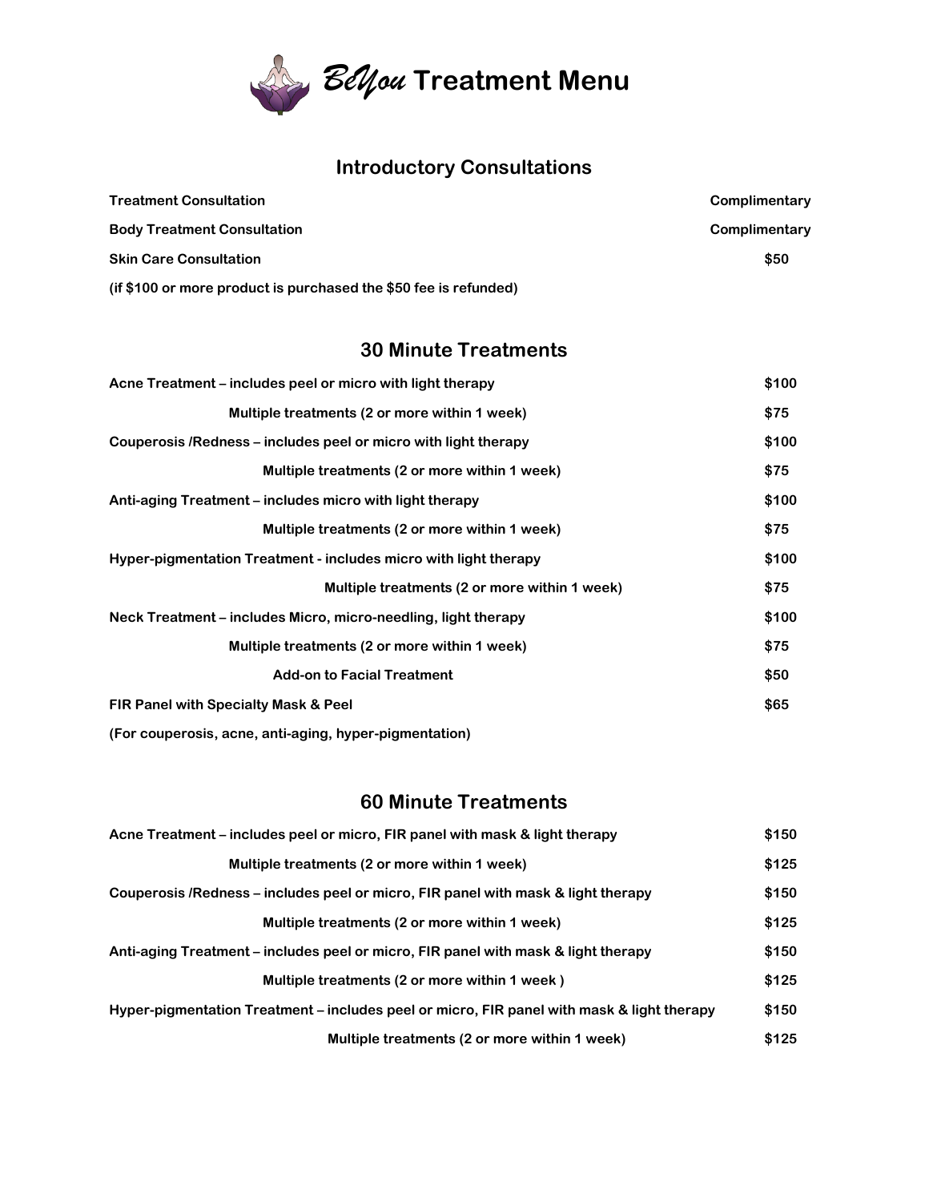# *BeYou* Treatment Menu

## Introductory Consultations

| | |
|---|---|
| **Treatment Consultation** | **Complimentary** |
| **Body Treatment Consultation** | **Complimentary** |
| **Skin Care Consultation** | **$50** |
| **(if $100 or more product is purchased the $50 fee is refunded)** | |

## 30 Minute Treatments

| | |
|---|---|
| **Acne Treatment – includes peel or micro with light therapy** | **$100** |
| **Multiple treatments (2 or more within 1 week)** | **$75** |
| **Couperosis /Redness – includes peel or micro with light therapy** | **$100** |
| **Multiple treatments (2 or more within 1 week)** | **$75** |
| **Anti-aging Treatment – includes micro with light therapy** | **$100** |
| **Multiple treatments (2 or more within 1 week)** | **$75** |
| **Hyper-pigmentation Treatment - includes micro with light therapy** | **$100** |
| **Multiple treatments (2 or more within 1 week)** | **$75** |
| **Neck Treatment – includes Micro, micro-needling, light therapy** | **$100** |
| **Multiple treatments (2 or more within 1 week)** | **$75** |
| **Add-on to Facial Treatment** | **$50** |
| **FIR Panel with Specialty Mask & Peel** | **$65** |
| **(For couperosis, acne, anti-aging, hyper-pigmentation)** | |

## 60 Minute Treatments

| | |
|---|---|
| **Acne Treatment – includes peel or micro, FIR panel with mask & light therapy** | **$150** |
| **Multiple treatments (2 or more within 1 week)** | **$125** |
| **Couperosis /Redness – includes peel or micro, FIR panel with mask & light therapy** | **$150** |
| **Multiple treatments (2 or more within 1 week)** | **$125** |
| **Anti-aging Treatment – includes peel or micro, FIR panel with mask & light therapy** | **$150** |
| **Multiple treatments (2 or more within 1 week )** | **$125** |
| **Hyper-pigmentation Treatment – includes peel or micro, FIR panel with mask & light therapy** | **$150** |
| **Multiple treatments (2 or more within 1 week)** | **$125** |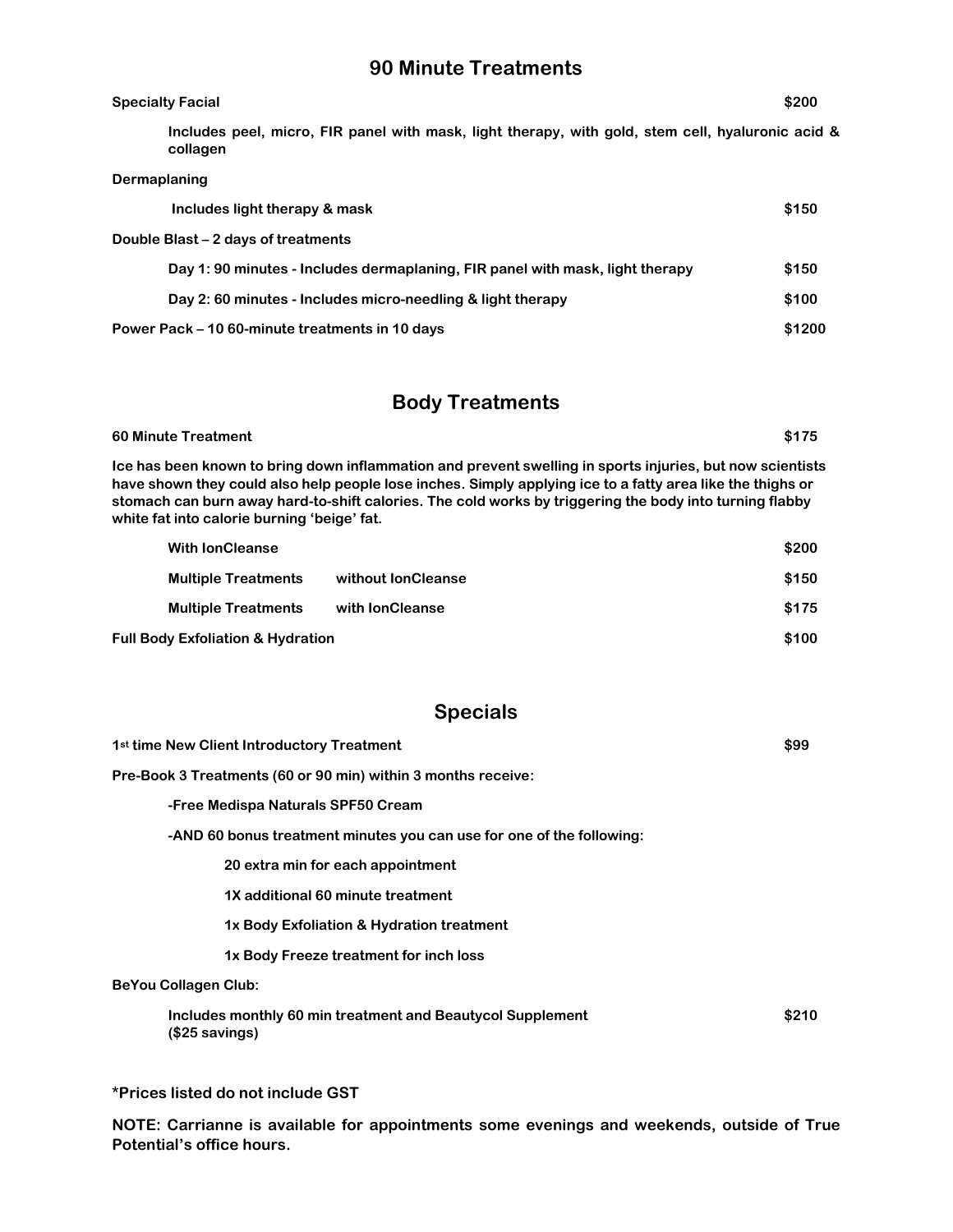## 90 Minute Treatments

| | |
|---|---|
| **Specialty Facial** | **$200** |
| **Includes peel, micro, FIR panel with mask, light therapy, with gold, stem cell, hyaluronic acid & collagen** | |
| **Dermaplaning** | |
| **Includes light therapy & mask** | **$150** |
| **Double Blast – 2 days of treatments** | |
| **Day 1: 90 minutes - Includes dermaplaning, FIR panel with mask, light therapy** | **$150** |
| **Day 2: 60 minutes - Includes micro-needling & light therapy** | **$100** |
| **Power Pack – 10 60-minute treatments in 10 days** | **$1200** |

## Body Treatments

**60 Minute Treatment** **$175**

**Ice has been known to bring down inflammation and prevent swelling in sports injuries, but now scientists have shown they could also help people lose inches. Simply applying ice to a fatty area like the thighs or stomach can burn away hard-to-shift calories. The cold works by triggering the body into turning flabby white fat into calorie burning 'beige' fat.**

| | | |
|---|---|---|
| **With IonCleanse** | | **$200** |
| **Multiple Treatments** | **without IonCleanse** | **$150** |
| **Multiple Treatments** | **with IonCleanse** | **$175** |
| **Full Body Exfoliation & Hydration** | | **$100** |

## Specials

**1st time New Client Introductory Treatment** **$99**

**Pre-Book 3 Treatments (60 or 90 min) within 3 months receive:**

- **-Free Medispa Naturals SPF50 Cream**
- **-AND 60 bonus treatment minutes you can use for one of the following:**
  - **20 extra min for each appointment**
  - **1X additional 60 minute treatment**
  - **1x Body Exfoliation & Hydration treatment**
  - **1x Body Freeze treatment for inch loss**

**BeYou Collagen Club:**

**Includes monthly 60 min treatment and Beautycol Supplement ($25 savings)** **$210**

***Prices listed do not include GST**

**NOTE: Carrianne is available for appointments some evenings and weekends, outside of True Potential's office hours.**